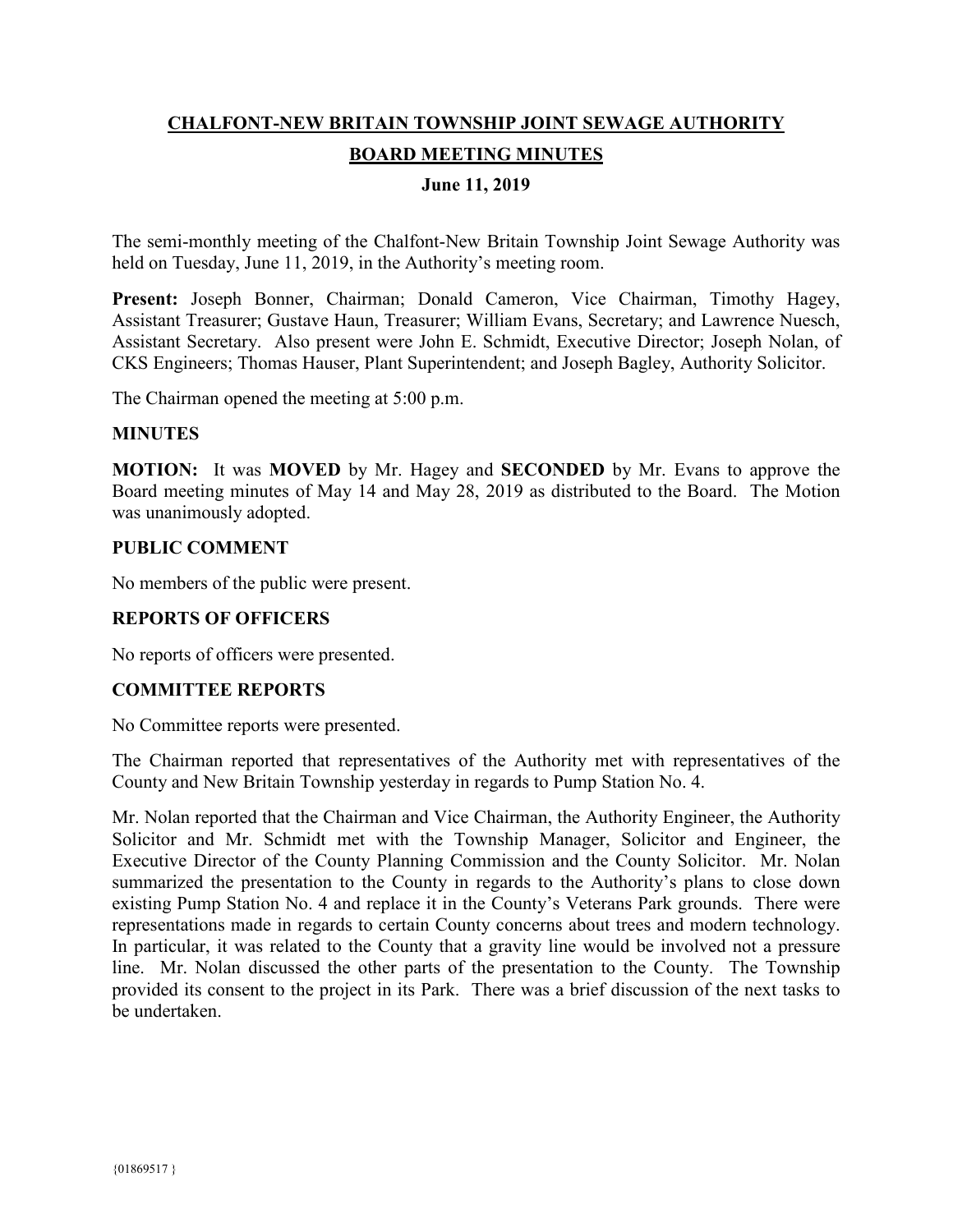# CHALFONT-NEW BRITAIN TOWNSHIP JOINT SEWAGE AUTHORITY

## BOARD MEETING MINUTES

### June 11, 2019

The semi-monthly meeting of the Chalfont-New Britain Township Joint Sewage Authority was held on Tuesday, June 11, 2019, in the Authority's meeting room.

**Present:** Joseph Bonner, Chairman; Donald Cameron, Vice Chairman, Timothy Hagey, Assistant Treasurer; Gustave Haun, Treasurer; William Evans, Secretary; and Lawrence Nuesch, Assistant Secretary. Also present were John E. Schmidt, Executive Director; Joseph Nolan, of CKS Engineers; Thomas Hauser, Plant Superintendent; and Joseph Bagley, Authority Solicitor.

The Chairman opened the meeting at 5:00 p.m.

**MINUTES**

**MOTION:** It was **MOVED** by Mr. Hagey and **SECONDED** by Mr. Evans to approve the Board meeting minutes of May 14 and May 28, 2019 as distributed to the Board. The Motion was unanimously adopted.

**PUBLIC COMMENT**

No members of the public were present.

**REPORTS OF OFFICERS**

No reports of officers were presented.

**COMMITTEE REPORTS**

No Committee reports were presented.

The Chairman reported that representatives of the Authority met with representatives of the County and New Britain Township yesterday in regards to Pump Station No. 4.

Mr. Nolan reported that the Chairman and Vice Chairman, the Authority Engineer, the Authority Solicitor and Mr. Schmidt met with the Township Manager, Solicitor and Engineer, the Executive Director of the County Planning Commission and the County Solicitor. Mr. Nolan summarized the presentation to the County in regards to the Authority's plans to close down existing Pump Station No. 4 and replace it in the County's Veterans Park grounds. There were representations made in regards to certain County concerns about trees and modern technology. In particular, it was related to the County that a gravity line would be involved not a pressure line. Mr. Nolan discussed the other parts of the presentation to the County. The Township provided its consent to the project in its Park. There was a brief discussion of the next tasks to be undertaken.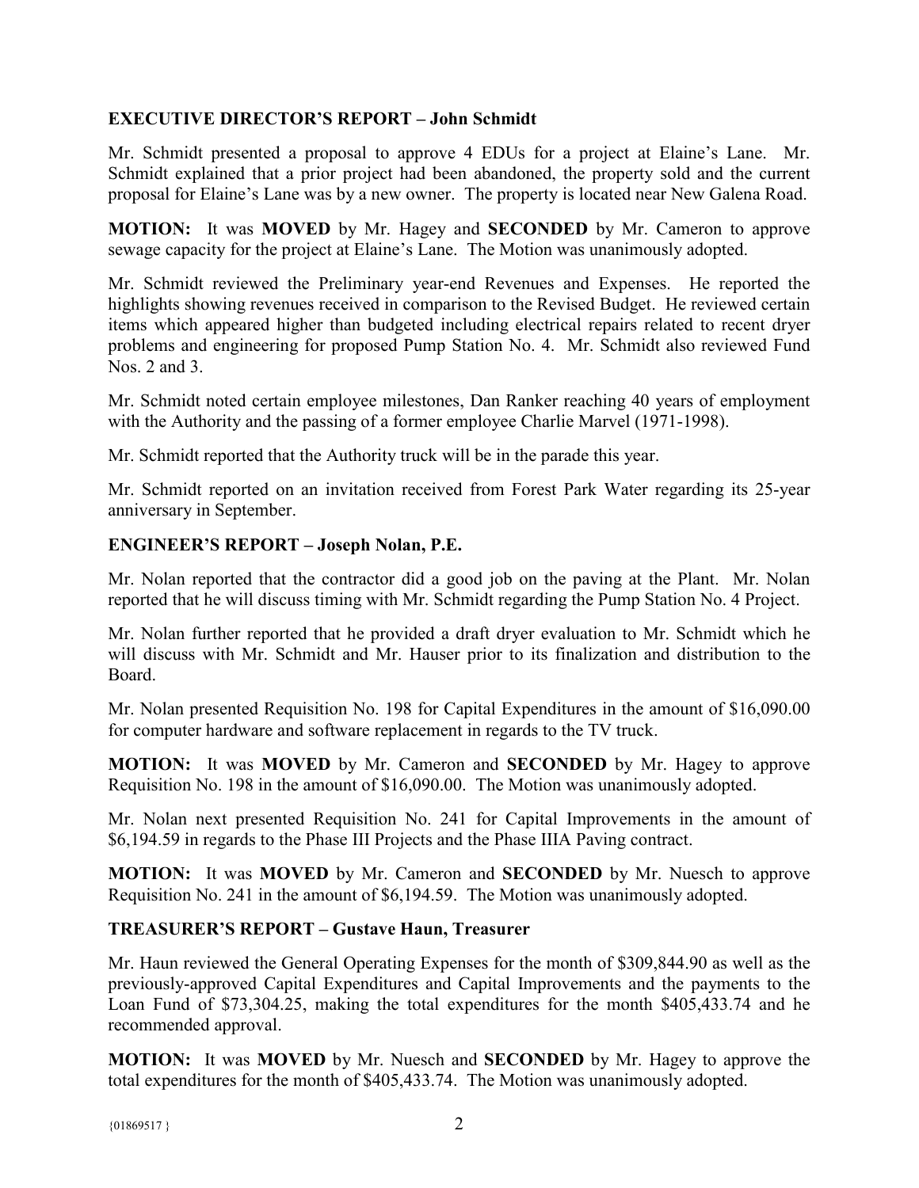## EXECUTIVE DIRECTOR'S REPORT – John Schmidt

Mr. Schmidt presented a proposal to approve 4 EDUs for a project at Elaine's Lane. Mr. Schmidt explained that a prior project had been abandoned, the property sold and the current proposal for Elaine's Lane was by a new owner. The property is located near New Galena Road.

**MOTION:** It was **MOVED** by Mr. Hagey and **SECONDED** by Mr. Cameron to approve sewage capacity for the project at Elaine's Lane. The Motion was unanimously adopted.

Mr. Schmidt reviewed the Preliminary year-end Revenues and Expenses. He reported the highlights showing revenues received in comparison to the Revised Budget. He reviewed certain items which appeared higher than budgeted including electrical repairs related to recent dryer problems and engineering for proposed Pump Station No. 4. Mr. Schmidt also reviewed Fund Nos. 2 and 3.

Mr. Schmidt noted certain employee milestones, Dan Ranker reaching 40 years of employment with the Authority and the passing of a former employee Charlie Marvel (1971-1998).

Mr. Schmidt reported that the Authority truck will be in the parade this year.

Mr. Schmidt reported on an invitation received from Forest Park Water regarding its 25-year anniversary in September.

## ENGINEER'S REPORT – Joseph Nolan, P.E.

Mr. Nolan reported that the contractor did a good job on the paving at the Plant. Mr. Nolan reported that he will discuss timing with Mr. Schmidt regarding the Pump Station No. 4 Project.

Mr. Nolan further reported that he provided a draft dryer evaluation to Mr. Schmidt which he will discuss with Mr. Schmidt and Mr. Hauser prior to its finalization and distribution to the Board.

Mr. Nolan presented Requisition No. 198 for Capital Expenditures in the amount of $16,090.00 for computer hardware and software replacement in regards to the TV truck.

**MOTION:** It was **MOVED** by Mr. Cameron and **SECONDED** by Mr. Hagey to approve Requisition No. 198 in the amount of $16,090.00. The Motion was unanimously adopted.

Mr. Nolan next presented Requisition No. 241 for Capital Improvements in the amount of $6,194.59 in regards to the Phase III Projects and the Phase IIIA Paving contract.

**MOTION:** It was **MOVED** by Mr. Cameron and **SECONDED** by Mr. Nuesch to approve Requisition No. 241 in the amount of $6,194.59. The Motion was unanimously adopted.

## TREASURER'S REPORT – Gustave Haun, Treasurer

Mr. Haun reviewed the General Operating Expenses for the month of $309,844.90 as well as the previously-approved Capital Expenditures and Capital Improvements and the payments to the Loan Fund of $73,304.25, making the total expenditures for the month $405,433.74 and he recommended approval.

**MOTION:** It was **MOVED** by Mr. Nuesch and **SECONDED** by Mr. Hagey to approve the total expenditures for the month of $405,433.74. The Motion was unanimously adopted.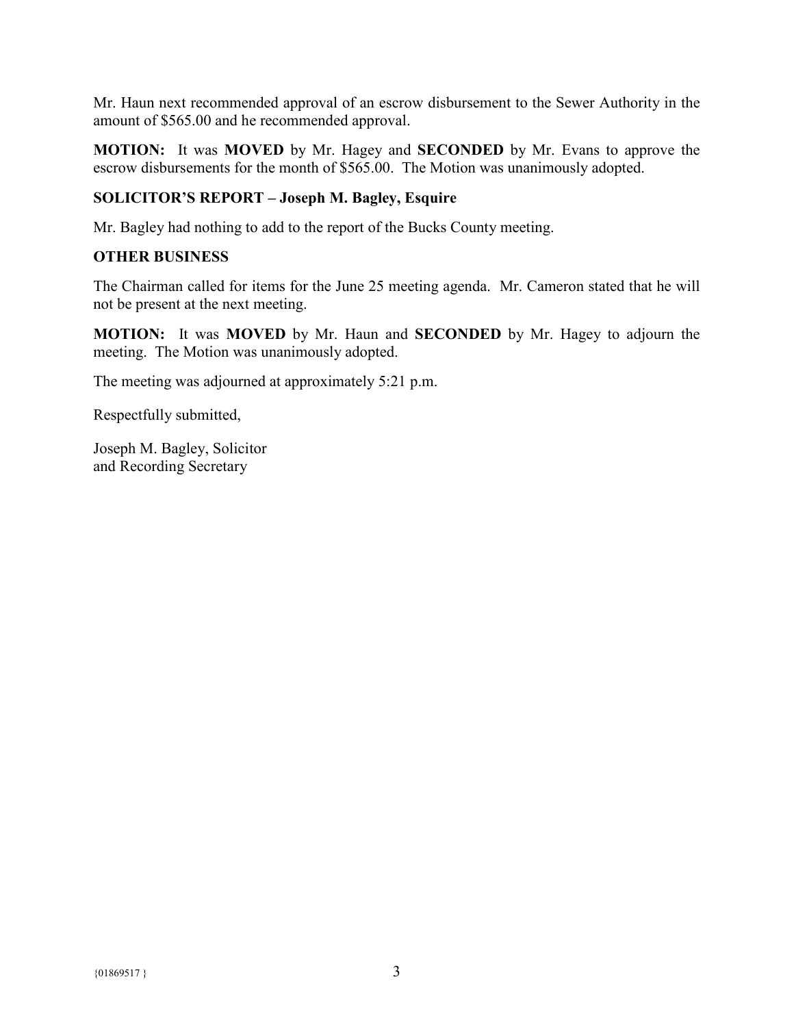Mr. Haun next recommended approval of an escrow disbursement to the Sewer Authority in the amount of $565.00 and he recommended approval.

**MOTION:** It was **MOVED** by Mr. Hagey and **SECONDED** by Mr. Evans to approve the escrow disbursements for the month of $565.00. The Motion was unanimously adopted.

**SOLICITOR'S REPORT – Joseph M. Bagley, Esquire**

Mr. Bagley had nothing to add to the report of the Bucks County meeting.

**OTHER BUSINESS**

The Chairman called for items for the June 25 meeting agenda. Mr. Cameron stated that he will not be present at the next meeting.

**MOTION:** It was **MOVED** by Mr. Haun and **SECONDED** by Mr. Hagey to adjourn the meeting. The Motion was unanimously adopted.

The meeting was adjourned at approximately 5:21 p.m.

Respectfully submitted,

Joseph M. Bagley, Solicitor
and Recording Secretary

{01869517 }